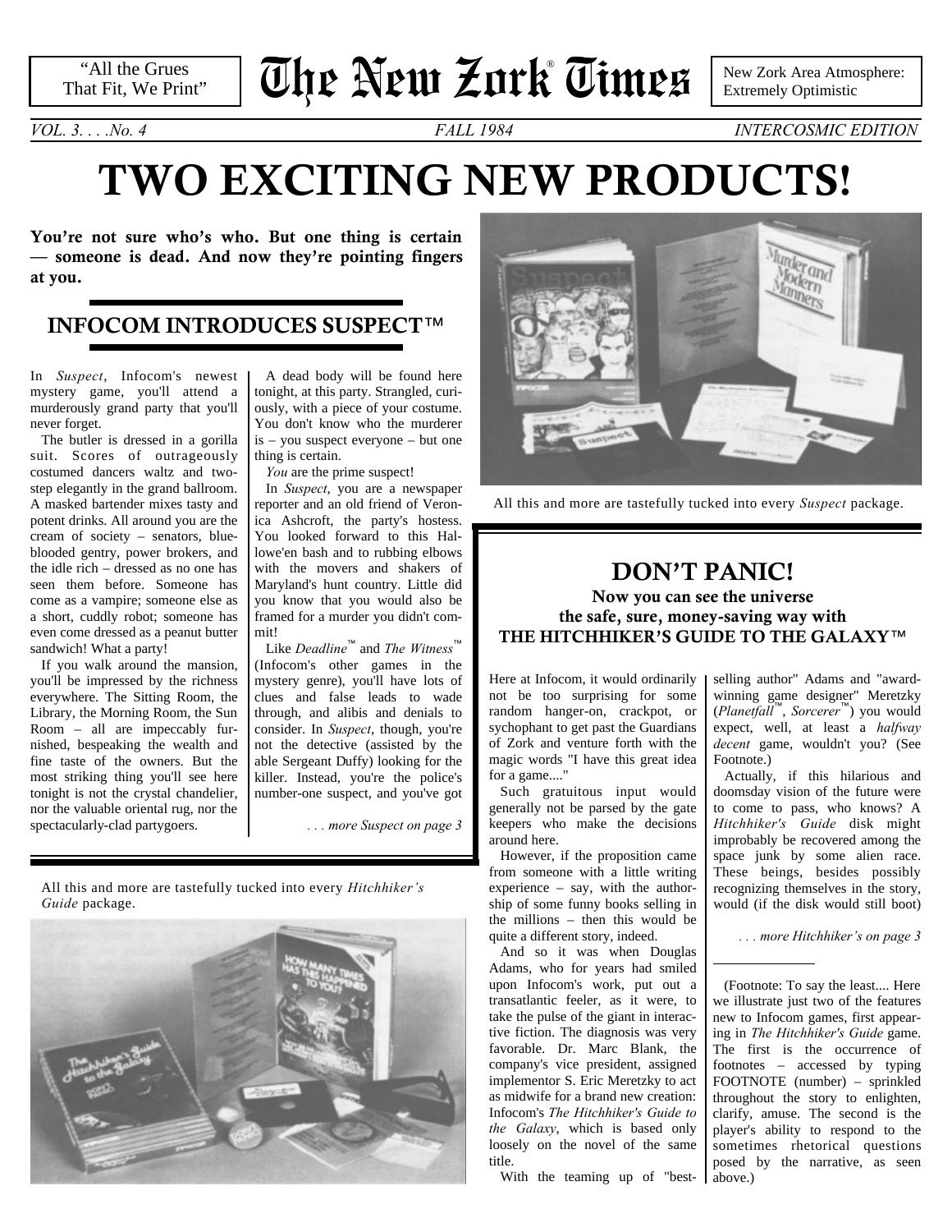"All the Grues That Fit, We Print"

# The New Zork Times®

New Zork Area Atmosphere: Extremely Optimistic

VOL. 3. . . .No. 4 FALL 1984 INTERCOSMIC EDITION

# TWO EXCITING NEW PRODUCTS!

**You're not sure who's who. But one thing is certain — someone is dead. And now they're pointing fingers at you.**

## INFOCOM INTRODUCES SUSPECT™

In *Suspect*, Infocom's newest mystery game, you'll attend a murderously grand party that you'll never forget.

The butler is dressed in a gorilla suit. Scores of outrageously costumed dancers waltz and two-step elegantly in the grand ballroom. A masked bartender mixes tasty and potent drinks. All around you are the cream of society – senators, blue-blooded gentry, power brokers, and the idle rich – dressed as no one has seen them before. Someone has come as a vampire; someone else as a short, cuddly robot; someone has even come dressed as a peanut butter sandwich! What a party!

If you walk around the mansion, you'll be impressed by the richness everywhere. The Sitting Room, the Library, the Morning Room, the Sun Room – all are impeccably furnished, bespeaking the wealth and fine taste of the owners. But the most striking thing you'll see here tonight is not the crystal chandelier, nor the valuable oriental rug, nor the spectacularly-clad partygoers.

A dead body will be found here tonight, at this party. Strangled, curiously, with a piece of your costume. You don't know who the murderer is – you suspect everyone – but one thing is certain.

*You* are the prime suspect!

In *Suspect*, you are a newspaper reporter and an old friend of Veronica Ashcroft, the party's hostess. You looked forward to this Hallowe'en bash and to rubbing elbows with the movers and shakers of Maryland's hunt country. Little did you know that you would also be framed for a murder you didn't commit!

Like *Deadline*™ and *The Witness*™ (Infocom's other games in the mystery genre), you'll have lots of clues and false leads to wade through, and alibis and denials to consider. In *Suspect*, though, you're not the detective (assisted by the able Sergeant Duffy) looking for the killer. Instead, you're the police's number-one suspect, and you've got

*. . . more Suspect on page 3*

All this and more are tastefully tucked into every *Suspect* package.

## DON'T PANIC!

### Now you can see the universe the safe, sure, money-saving way with THE HITCHHIKER'S GUIDE TO THE GALAXY™

Here at Infocom, it would ordinarily not be too surprising for some random hanger-on, crackpot, or sychophant to get past the Guardians of Zork and venture forth with the magic words "I have this great idea for a game...."

Such gratuitous input would generally not be parsed by the gate keepers who make the decisions around here.

However, if the proposition came from someone with a little writing experience – say, with the authorship of some funny books selling in the millions – then this would be quite a different story, indeed.

And so it was when Douglas Adams, who for years had smiled upon Infocom's work, put out a transatlantic feeler, as it were, to take the pulse of the giant in interactive fiction. The diagnosis was very favorable. Dr. Marc Blank, the company's vice president, assigned implementor S. Eric Meretzky to act as midwife for a brand new creation: Infocom's *The Hitchhiker's Guide to the Galaxy*, which is based only loosely on the novel of the same title.

With the teaming up of "best-selling author" Adams and "award-winning game designer" Meretzky (*Planetfall*™, *Sorcerer*™) you would expect, well, at least a *halfway decent* game, wouldn't you? (See Footnote.)

Actually, if this hilarious and doomsday vision of the future were to come to pass, who knows? A *Hitchhiker's Guide* disk might improbably be recovered among the space junk by some alien race. These beings, besides possibly recognizing themselves in the story, would (if the disk would still boot)

*. . . more Hitchhiker's on page 3*

(Footnote: To say the least.... Here we illustrate just two of the features new to Infocom games, first appearing in *The Hitchhiker's Guide* game. The first is the occurrence of footnotes – accessed by typing FOOTNOTE (number) – sprinkled throughout the story to enlighten, clarify, amuse. The second is the player's ability to respond to the sometimes rhetorical questions posed by the narrative, as seen above.)

All this and more are tastefully tucked into every *Hitchhiker's Guide* package.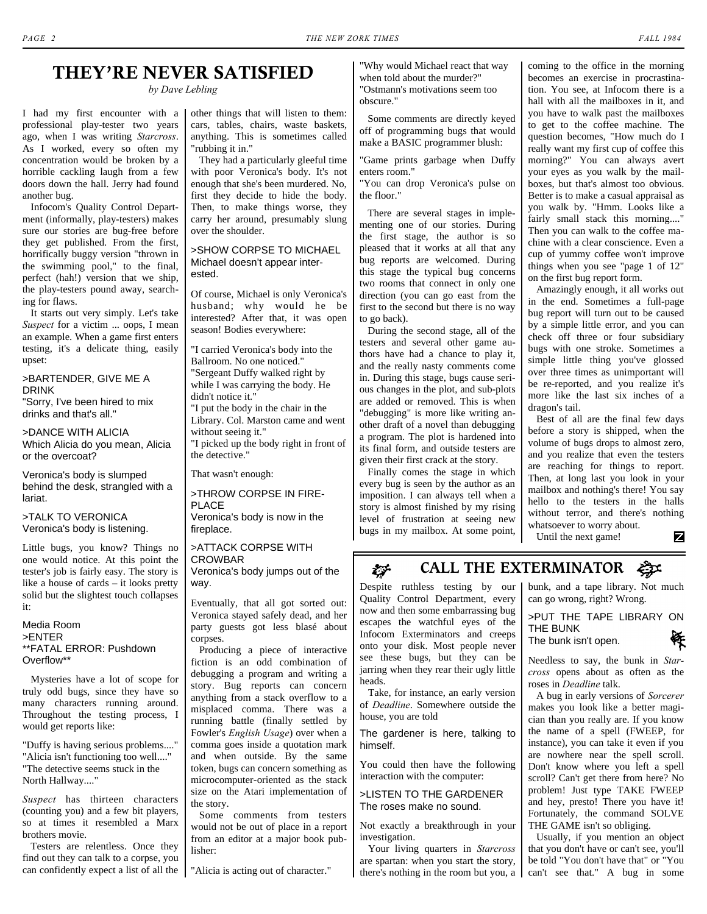## THEY'RE NEVER SATISFIED

*by Dave Lebling*

I had my first encounter with a professional play-tester two years ago, when I was writing *Starcross*. As I worked, every so often my concentration would be broken by a horrible cackling laugh from a few doors down the hall. Jerry had found another bug.

Infocom's Quality Control Department (informally, play-testers) makes sure our stories are bug-free before they get published. From the first, horrifically buggy version "thrown in the swimming pool," to the final, perfect (hah!) version that we ship, the play-testers pound away, searching for flaws.

It starts out very simply. Let's take *Suspect* for a victim ... oops, I mean an example. When a game first enters testing, it's a delicate thing, easily upset:

>BARTENDER, GIVE ME A DRINK
"Sorry, I've been hired to mix drinks and that's all."

>DANCE WITH ALICIA
Which Alicia do you mean, Alicia or the overcoat?

Veronica's body is slumped behind the desk, strangled with a lariat.

>TALK TO VERONICA
Veronica's body is listening.

Little bugs, you know? Things no one would notice. At this point the tester's job is fairly easy. The story is like a house of cards – it looks pretty solid but the slightest touch collapses it:

Media Room
>ENTER
**FATAL ERROR: Pushdown Overflow**

Mysteries have a lot of scope for truly odd bugs, since they have so many characters running around. Throughout the testing process, I would get reports like:

"Duffy is having serious problems...."
"Alicia isn't functioning too well...."
"The detective seems stuck in the North Hallway...."

*Suspect* has thirteen characters (counting you) and a few bit players, so at times it resembled a Marx brothers movie.

Testers are relentless. Once they find out they can talk to a corpse, you can confidently expect a list of all the other things that will listen to them: cars, tables, chairs, waste baskets, anything. This is sometimes called "rubbing it in."

They had a particularly gleeful time with poor Veronica's body. It's not enough that she's been murdered. No, first they decide to hide the body. Then, to make things worse, they carry her around, presumably slung over the shoulder.

>SHOW CORPSE TO MICHAEL
Michael doesn't appear interested.

Of course, Michael is only Veronica's husband; why would he be interested? After that, it was open season! Bodies everywhere:

"I carried Veronica's body into the Ballroom. No one noticed."
"Sergeant Duffy walked right by while I was carrying the body. He didn't notice it."
"I put the body in the chair in the Library. Col. Marston came and went without seeing it."
"I picked up the body right in front of the detective."

That wasn't enough:

>THROW CORPSE IN FIREPLACE
Veronica's body is now in the fireplace.

>ATTACK CORPSE WITH CROWBAR
Veronica's body jumps out of the way.

Eventually, that all got sorted out: Veronica stayed safely dead, and her party guests got less blasé about corpses.

Producing a piece of interactive fiction is an odd combination of debugging a program and writing a story. Bug reports can concern anything from a stack overflow to a misplaced comma. There was a running battle (finally settled by Fowler's *English Usage*) over when a comma goes inside a quotation mark and when outside. By the same token, bugs can concern something as microcomputer-oriented as the stack size on the Atari implementation of the story.

Some comments from testers would not be out of place in a report from an editor at a major book publisher:

"Alicia is acting out of character."
"Why would Michael react that way when told about the murder?"
"Ostmann's motivations seem too obscure."

Some comments are directly keyed off of programming bugs that would make a BASIC programmer blush:

"Game prints garbage when Duffy enters room."
"You can drop Veronica's pulse on the floor."

There are several stages in implementing one of our stories. During the first stage, the author is so pleased that it works at all that any bug reports are welcomed. During this stage the typical bug concerns two rooms that connect in only one direction (you can go east from the first to the second but there is no way to go back).

During the second stage, all of the testers and several other game authors have had a chance to play it, and the really nasty comments come in. During this stage, bugs cause serious changes in the plot, and sub-plots are added or removed. This is when "debugging" is more like writing another draft of a novel than debugging a program. The plot is hardened into its final form, and outside testers are given their first crack at the story.

Finally comes the stage in which every bug is seen by the author as an imposition. I can always tell when a story is almost finished by my rising level of frustration at seeing new bugs in my mailbox. At some point, coming to the office in the morning becomes an exercise in procrastination. You see, at Infocom there is a hall with all the mailboxes in it, and you have to walk past the mailboxes to get to the coffee machine. The question becomes, "How much do I really want my first cup of coffee this morning?" You can always avert your eyes as you walk by the mailboxes, but that's almost too obvious. Better is to make a casual appraisal as you walk by. "Hmm. Looks like a fairly small stack this morning...." Then you can walk to the coffee machine with a clear conscience. Even a cup of yummy coffee won't improve things when you see "page 1 of 12" on the first bug report form.

Amazingly enough, it all works out in the end. Sometimes a full-page bug report will turn out to be caused by a simple little error, and you can check off three or four subsidiary bugs with one stroke. Sometimes a simple little thing you've glossed over three times as unimportant will be re-reported, and you realize it's more like the last six inches of a dragon's tail.

Best of all are the final few days before a story is shipped, when the volume of bugs drops to almost zero, and you realize that even the testers are reaching for things to report. Then, at long last you look in your mailbox and nothing's there! You say hello to the testers in the halls without terror, and there's nothing whatsoever to worry about.

Until the next game!

## CALL THE EXTERMINATOR

Despite ruthless testing by our Quality Control Department, every now and then some embarrassing bug escapes the watchful eyes of the Infocom Exterminators and creeps onto your disk. Most people never see these bugs, but they can be jarring when they rear their ugly little heads.

Take, for instance, an early version of *Deadline*. Somewhere outside the house, you are told

The gardener is here, talking to himself.

You could then have the following interaction with the computer:

>LISTEN TO THE GARDENER
The roses make no sound.

Not exactly a breakthrough in your investigation.

Your living quarters in *Starcross* are spartan: when you start the story, there's nothing in the room but you, a bunk, and a tape library. Not much can go wrong, right? Wrong.

>PUT THE TAPE LIBRARY ON THE BUNK
The bunk isn't open.

Needless to say, the bunk in *Starcross* opens about as often as the roses in *Deadline* talk.

A bug in early versions of *Sorcerer* makes you look like a better magician than you really are. If you know the name of a spell (FWEEP, for instance), you can take it even if you are nowhere near the spell scroll. Don't know where you left a spell scroll? Can't get there from here? No problem! Just type TAKE FWEEP and hey, presto! There you have it! Fortunately, the command SOLVE THE GAME isn't so obliging.

Usually, if you mention an object that you don't have or can't see, you'll be told "You don't have that" or "You can't see that." A bug in some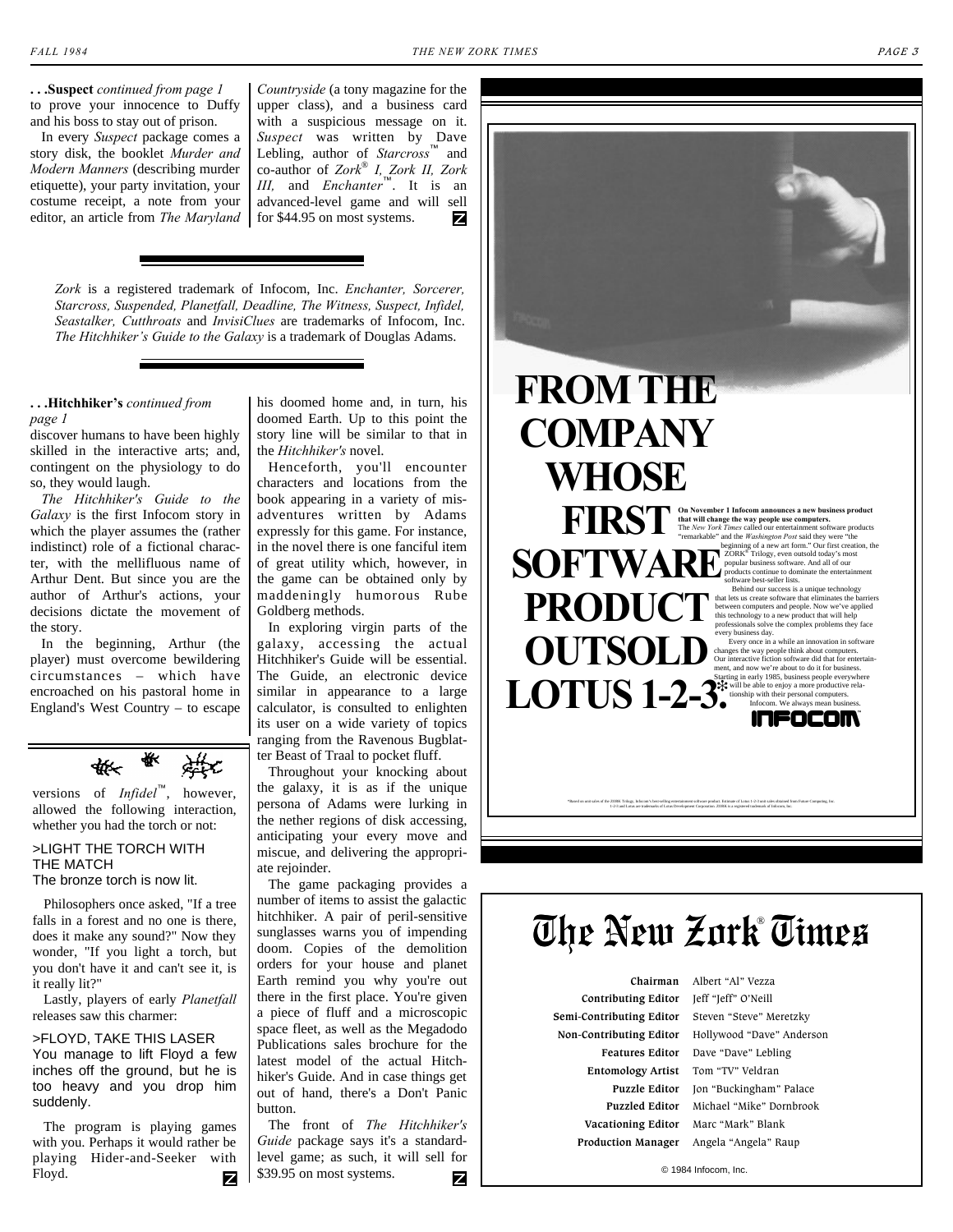**. . .Suspect** *continued from page 1*
to prove your innocence to Duffy and his boss to stay out of prison.

In every *Suspect* package comes a story disk, the booklet *Murder and Modern Manners* (describing murder etiquette), your party invitation, your costume receipt, a note from your editor, an article from *The Maryland Countryside* (a tony magazine for the upper class), and a business card with a suspicious message on it. *Suspect* was written by Dave Lebling, author of *Starcross*™ and co-author of *Zork*® *I, Zork II, Zork III,* and *Enchanter*™. It is an advanced-level game and will sell for $44.95 on most systems.

---

*Zork* is a registered trademark of Infocom, Inc. *Enchanter, Sorcerer, Starcross, Suspended, Planetfall, Deadline, The Witness, Suspect, Infidel, Seastalker, Cutthroats* and *InvisiClues* are trademarks of Infocom, Inc. *The Hitchhiker's Guide to the Galaxy* is a trademark of Douglas Adams.

---

**. . .Hitchhiker's** *continued from page 1*
discover humans to have been highly skilled in the interactive arts; and, contingent on the physiology to do so, they would laugh.

*The Hitchhiker's Guide to the Galaxy* is the first Infocom story in which the player assumes the (rather indistinct) role of a fictional character, with the mellifluous name of Arthur Dent. But since you are the author of Arthur's actions, your decisions dictate the movement of the story.

In the beginning, Arthur (the player) must overcome bewildering circumstances – which have encroached on his pastoral home in England's West Country – to escape his doomed home and, in turn, his doomed Earth. Up to this point the story line will be similar to that in the *Hitchhiker's* novel.

Henceforth, you'll encounter characters and locations from the book appearing in a variety of misadventures written by Adams expressly for this game. For instance, in the novel there is one fanciful item of great utility which, however, in the game can be obtained only by maddeningly humorous Rube Goldberg methods.

In exploring virgin parts of the galaxy, accessing the actual Hitchhiker's Guide will be essential. The Guide, an electronic device similar in appearance to a large calculator, is consulted to enlighten its user on a wide variety of topics ranging from the Ravenous Bugblatter Beast of Traal to pocket fluff.

Throughout your knocking about the galaxy, it is as if the unique persona of Adams were lurking in the nether regions of disk accessing, anticipating your every move and miscue, and delivering the appropriate rejoinder.

The game packaging provides a number of items to assist the galactic hitchhiker. A pair of peril-sensitive sunglasses warns you of impending doom. Copies of the demolition orders for your house and planet Earth remind you why you're out there in the first place. You're given a piece of fluff and a microscopic space fleet, as well as the Megadodo Publications sales brochure for the latest model of the actual Hitchhiker's Guide. And in case things get out of hand, there's a Don't Panic button.

The front of *The Hitchhiker's Guide* package says it's a standard-level game; as such, it will sell for $39.95 on most systems.

---

versions of *Infidel*™, however, allowed the following interaction, whether you had the torch or not:

>LIGHT THE TORCH WITH THE MATCH
The bronze torch is now lit.

Philosophers once asked, "If a tree falls in a forest and no one is there, does it make any sound?" Now they wonder, "If you light a torch, but you don't have it and can't see it, is it really lit?"

Lastly, players of early *Planetfall* releases saw this charmer:

>FLOYD, TAKE THIS LASER
You manage to lift Floyd a few inches off the ground, but he is too heavy and you drop him suddenly.

The program is playing games with you. Perhaps it would rather be playing Hider-and-Seeker with Floyd.

---

# FROM THE COMPANY WHOSE FIRST SOFTWARE PRODUCT OUTSOLD LOTUS 1-2-3.*

**On November 1 Infocom announces a new business product that will change the way people use computers.**
The *New York Times* called our entertainment software products "remarkable" and the *Washington Post* said they were "the beginning of a new art form." Our first creation, the ZORK® Trilogy, even outsold today's most popular business software. And all of our products continue to dominate the entertainment software best-seller lists.

Behind our success is a unique technology that lets us create software that eliminates the barriers between computers and people. Now we've applied this technology to a new product that will help professionals solve the complex problems they face every business day.

Every once in a while an innovation in software changes the way people think about computers. Our interactive fiction software did that for entertainment, and now we're about to do it for business. Starting in early 1985, business people everywhere will be able to enjoy a more productive relationship with their personal computers.

Infocom. We always mean business.

INFOCOM

*Based on unit sales of the ZORK Trilogy, Infocom's bestselling entertainment software product. Estimate of Lotus 1-2-3 unit sales obtained from Future Computing, Inc. 1-2-3 and Lotus are trademarks of Lotus Development Corporation. ZORK is a registered trademark of Infocom, Inc.

---

# The New Zork® Times

| | |
|---|---|
| **Chairman** | Albert "Al" Vezza |
| **Contributing Editor** | Jeff "Jeff" O'Neill |
| **Semi-Contributing Editor** | Steven "Steve" Meretzky |
| **Non-Contributing Editor** | Hollywood "Dave" Anderson |
| **Features Editor** | Dave "Dave" Lebling |
| **Entomology Artist** | Tom "TV" Veldran |
| **Puzzle Editor** | Jon "Buckingham" Palace |
| **Puzzled Editor** | Michael "Mike" Dornbrook |
| **Vacationing Editor** | Marc "Mark" Blank |
| **Production Manager** | Angela "Angela" Raup |

© 1984 Infocom, Inc.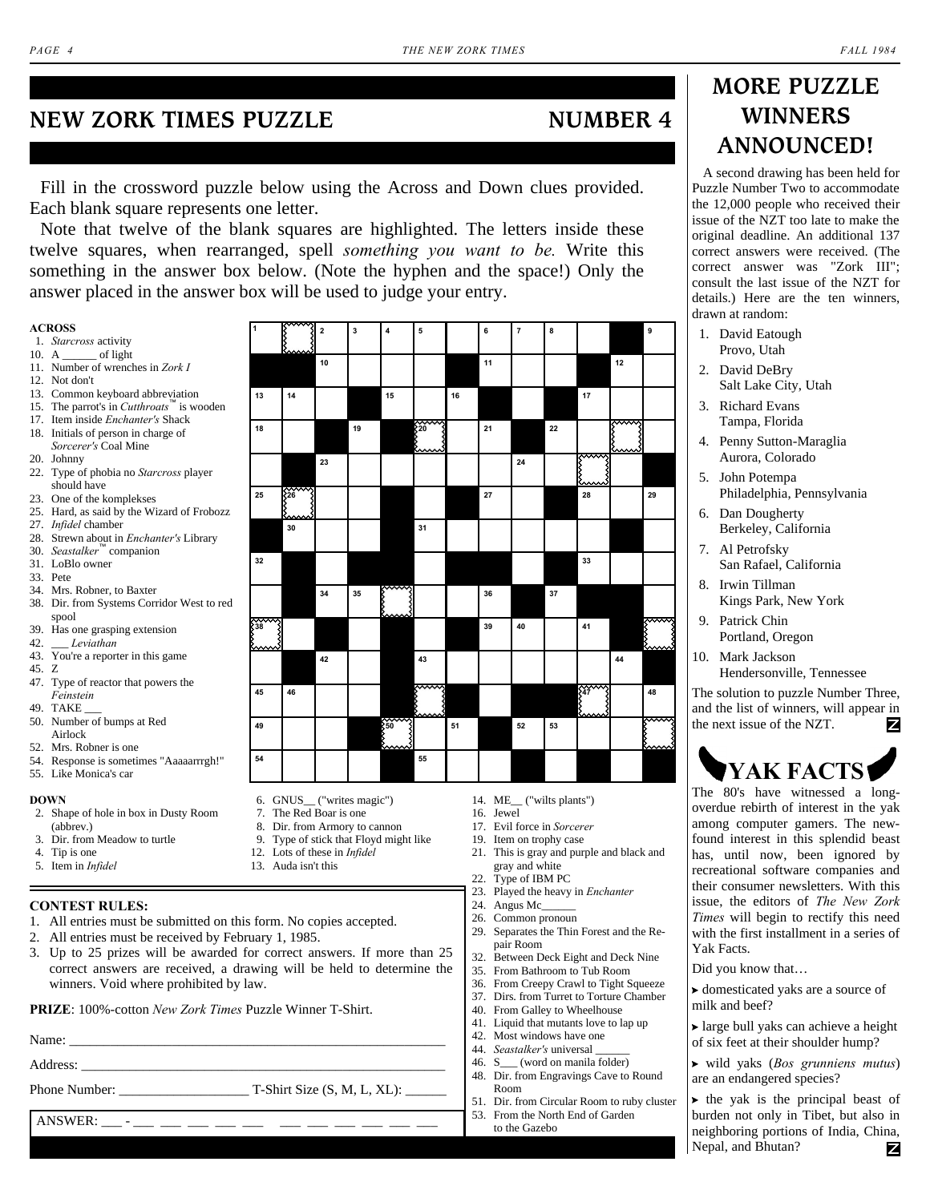## NEW ZORK TIMES PUZZLE NUMBER 4

Fill in the crossword puzzle below using the Across and Down clues provided. Each blank square represents one letter.

Note that twelve of the blank squares are highlighted. The letters inside these twelve squares, when rearranged, spell *something you want to be.* Write this something in the answer box below. (Note the hyphen and the space!) Only the answer placed in the answer box will be used to judge your entry.

**ACROSS**

1. *Starcross* activity
10. A ______ of light
11. Number of wrenches in *Zork I*
12. Not don't
13. Common keyboard abbreviation
15. The parrot's in *Cutthroats*™ is wooden
17. Item inside *Enchanter's* Shack
18. Initials of person in charge of *Sorcerer's* Coal Mine
20. Johnny
22. Type of phobia no *Starcross* player should have
23. One of the komplekses
25. Hard, as said by the Wizard of Frobozz
27. *Infidel* chamber
28. Strewn about in *Enchanter's* Library
30. *Seastalker*™ companion
31. LoBlo owner
33. Pete
34. Mrs. Robner, to Baxter
38. Dir. from Systems Corridor West to red spool
39. Has one grasping extension
42. ___ *Leviathan*
43. You're a reporter in this game
45. Z
47. Type of reactor that powers the *Feinstein*
49. TAKE ___
50. Number of bumps at Red Airlock
52. Mrs. Robner is one
54. Response is sometimes "Aaaaarrrgh!"
55. Like Monica's car

**DOWN**

2. Shape of hole in box in Dusty Room (abbrev.)
3. Dir. from Meadow to turtle
4. Tip is one
5. Item in *Infidel*
6. GNUS__ ("writes magic")
7. The Red Boar is one
8. Dir. from Armory to cannon
9. Type of stick that Floyd might like
12. Lots of these in *Infidel*
13. Auda isn't this
14. ME__ ("wilts plants")
16. Jewel
17. Evil force in *Sorcerer*
19. Item on trophy case
21. This is gray and purple and black and gray and white
22. Type of IBM PC
23. Played the heavy in *Enchanter*
24. Angus Mc______
26. Common pronoun
29. Separates the Thin Forest and the Repair Room
32. Between Deck Eight and Deck Nine
35. From Bathroom to Tub Room
36. From Creepy Crawl to Tight Squeeze
37. Dirs. from Turret to Torture Chamber
40. From Galley to Wheelhouse
41. Liquid that mutants love to lap up
42. Most windows have one
44. *Seastalker's* universal ______
46. S___ (word on manila folder)
48. Dir. from Engravings Cave to Round Room
51. Dir. from Circular Room to ruby cluster
53. From the North End of Garden to the Gazebo

**CONTEST RULES:**

1. All entries must be submitted on this form. No copies accepted.
2. All entries must be received by February 1, 1985.
3. Up to 25 prizes will be awarded for correct answers. If more than 25 correct answers are received, a drawing will be held to determine the winners. Void where prohibited by law.

**PRIZE**: 100%-cotton *New Zork Times* Puzzle Winner T-Shirt.

Name: ____________________________________________

Address: __________________________________________

Phone Number: __________________ T-Shirt Size (S, M, L, XL): ______

ANSWER: ___ - ___ ___ ___ ___ ___ ___ ___ ___ ___ ___ ___

## MORE PUZZLE WINNERS ANNOUNCED!

A second drawing has been held for Puzzle Number Two to accommodate the 12,000 people who received their issue of the NZT too late to make the original deadline. An additional 137 correct answers were received. (The correct answer was "Zork III"; consult the last issue of the NZT for details.) Here are the ten winners, drawn at random:

1. David Eatough
   Provo, Utah
2. David DeBry
   Salt Lake City, Utah
3. Richard Evans
   Tampa, Florida
4. Penny Sutton-Maraglia
   Aurora, Colorado
5. John Potempa
   Philadelphia, Pennsylvania
6. Dan Dougherty
   Berkeley, California
7. Al Petrofsky
   San Rafael, California
8. Irwin Tillman
   Kings Park, New York
9. Patrick Chin
   Portland, Oregon
10. Mark Jackson
    Hendersonville, Tennessee

The solution to puzzle Number Three, and the list of winners, will appear in the next issue of the NZT.

## YAK FACTS

The 80's have witnessed a long-overdue rebirth of interest in the yak among computer gamers. The new-found interest in this splendid beast has, until now, been ignored by recreational software companies and their consumer newsletters. With this issue, the editors of *The New Zork Times* will begin to rectify this need with the first installment in a series of Yak Facts.

Did you know that…

- domesticated yaks are a source of milk and beef?
- large bull yaks can achieve a height of six feet at their shoulder hump?
- wild yaks (*Bos grunniens mutus*) are an endangered species?
- the yak is the principal beast of burden not only in Tibet, but also in neighboring portions of India, China, Nepal, and Bhutan?